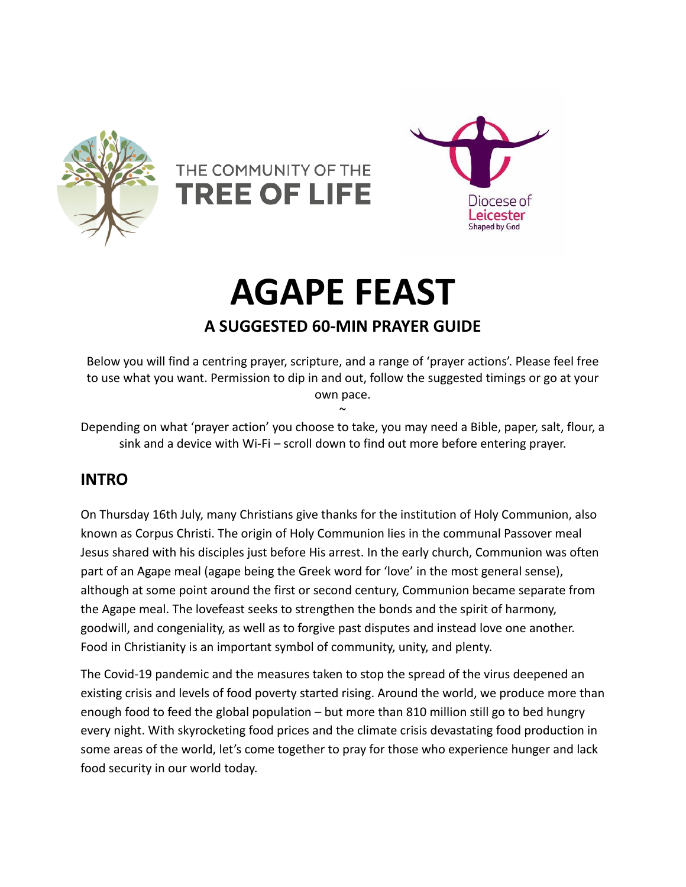THE COMMUNITY OF THE
**TREE OF LIFE**

Diocese of Leicester
Shaped by God

# AGAPE FEAST

## A SUGGESTED 60-MIN PRAYER GUIDE

Below you will find a centring prayer, scripture, and a range of 'prayer actions'. Please feel free to use what you want. Permission to dip in and out, follow the suggested timings or go at your own pace.

~

Depending on what 'prayer action' you choose to take, you may need a Bible, paper, salt, flour, a sink and a device with Wi-Fi – scroll down to find out more before entering prayer.

## INTRO

On Thursday 16th July, many Christians give thanks for the institution of Holy Communion, also known as Corpus Christi. The origin of Holy Communion lies in the communal Passover meal Jesus shared with his disciples just before His arrest. In the early church, Communion was often part of an Agape meal (agape being the Greek word for 'love' in the most general sense), although at some point around the first or second century, Communion became separate from the Agape meal. The lovefeast seeks to strengthen the bonds and the spirit of harmony, goodwill, and congeniality, as well as to forgive past disputes and instead love one another. Food in Christianity is an important symbol of community, unity, and plenty.

The Covid-19 pandemic and the measures taken to stop the spread of the virus deepened an existing crisis and levels of food poverty started rising. Around the world, we produce more than enough food to feed the global population – but more than 810 million still go to bed hungry every night. With skyrocketing food prices and the climate crisis devastating food production in some areas of the world, let's come together to pray for those who experience hunger and lack food security in our world today.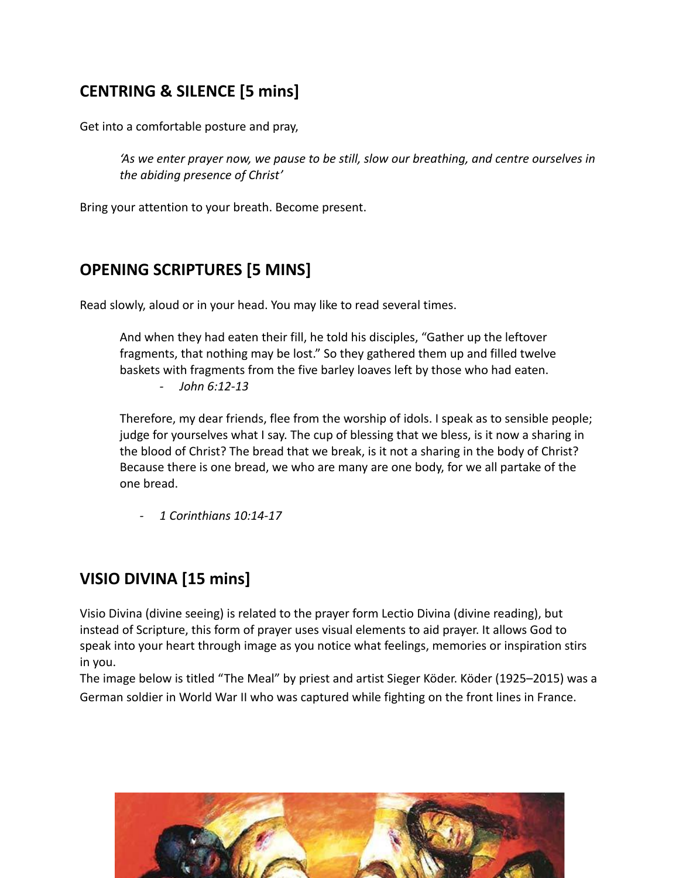## CENTRING & SILENCE [5 mins]

Get into a comfortable posture and pray,

> *'As we enter prayer now, we pause to be still, slow our breathing, and centre ourselves in the abiding presence of Christ'*

Bring your attention to your breath. Become present.

## OPENING SCRIPTURES [5 MINS]

Read slowly, aloud or in your head. You may like to read several times.

> And when they had eaten their fill, he told his disciples, "Gather up the leftover fragments, that nothing may be lost." So they gathered them up and filled twelve baskets with fragments from the five barley loaves left by those who had eaten.
>
> - *John 6:12-13*

> Therefore, my dear friends, flee from the worship of idols. I speak as to sensible people; judge for yourselves what I say. The cup of blessing that we bless, is it now a sharing in the blood of Christ? The bread that we break, is it not a sharing in the body of Christ? Because there is one bread, we who are many are one body, for we all partake of the one bread.
>
> - *1 Corinthians 10:14-17*

## VISIO DIVINA [15 mins]

Visio Divina (divine seeing) is related to the prayer form Lectio Divina (divine reading), but instead of Scripture, this form of prayer uses visual elements to aid prayer. It allows God to speak into your heart through image as you notice what feelings, memories or inspiration stirs in you.
The image below is titled "The Meal" by priest and artist Sieger Köder. Köder (1925–2015) was a German soldier in World War II who was captured while fighting on the front lines in France.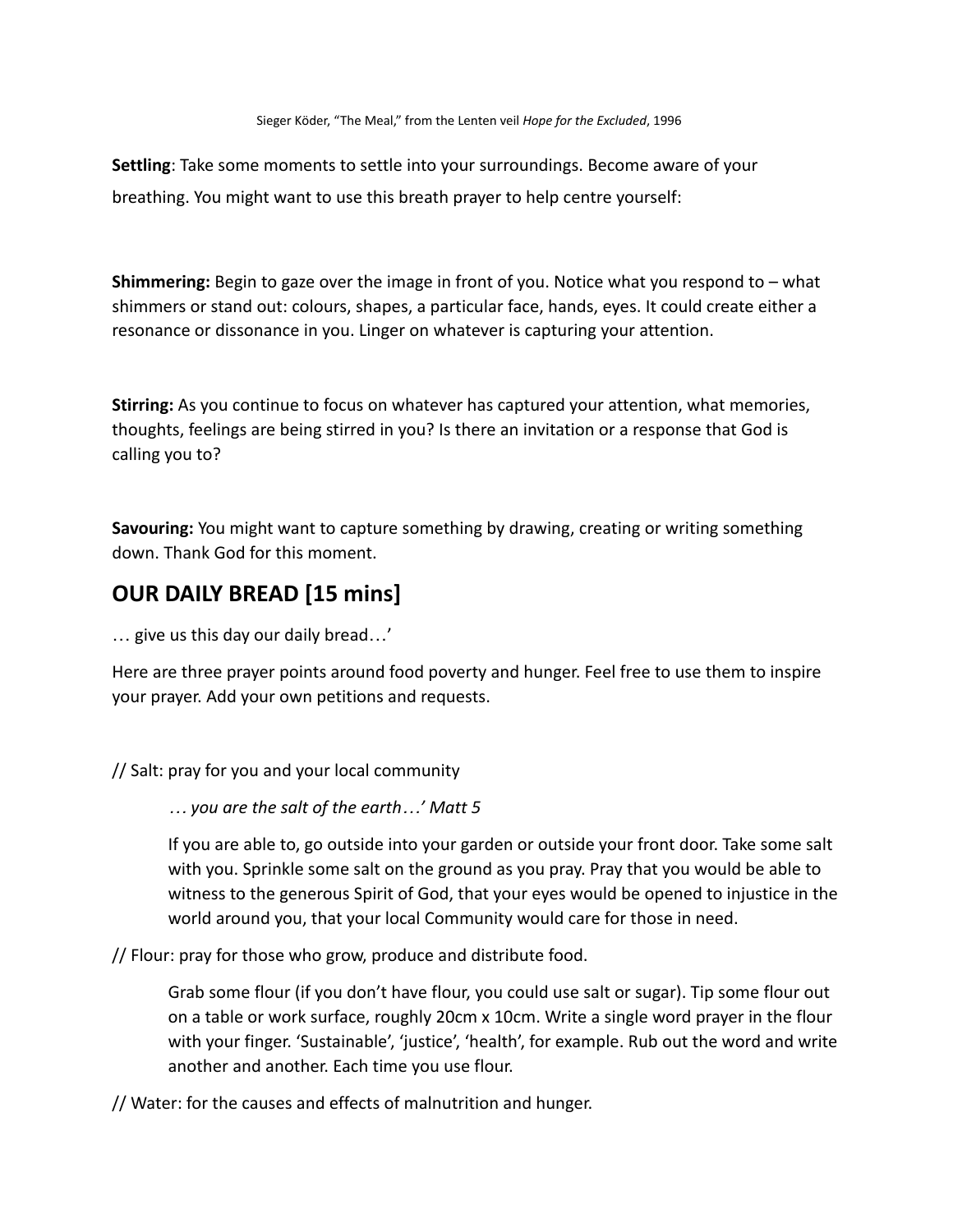Sieger Köder, "The Meal," from the Lenten veil *Hope for the Excluded*, 1996

**Settling**: Take some moments to settle into your surroundings. Become aware of your breathing. You might want to use this breath prayer to help centre yourself:

**Shimmering:** Begin to gaze over the image in front of you. Notice what you respond to – what shimmers or stand out: colours, shapes, a particular face, hands, eyes. It could create either a resonance or dissonance in you. Linger on whatever is capturing your attention.

**Stirring:** As you continue to focus on whatever has captured your attention, what memories, thoughts, feelings are being stirred in you? Is there an invitation or a response that God is calling you to?

**Savouring:** You might want to capture something by drawing, creating or writing something down. Thank God for this moment.

## OUR DAILY BREAD [15 mins]

… give us this day our daily bread…'

Here are three prayer points around food poverty and hunger. Feel free to use them to inspire your prayer. Add your own petitions and requests.

// Salt: pray for you and your local community

> *… you are the salt of the earth…' Matt 5*
>
> If you are able to, go outside into your garden or outside your front door. Take some salt with you. Sprinkle some salt on the ground as you pray. Pray that you would be able to witness to the generous Spirit of God, that your eyes would be opened to injustice in the world around you, that your local Community would care for those in need.

// Flour: pray for those who grow, produce and distribute food.

> Grab some flour (if you don't have flour, you could use salt or sugar). Tip some flour out on a table or work surface, roughly 20cm x 10cm. Write a single word prayer in the flour with your finger. 'Sustainable', 'justice', 'health', for example. Rub out the word and write another and another. Each time you use flour.

// Water: for the causes and effects of malnutrition and hunger.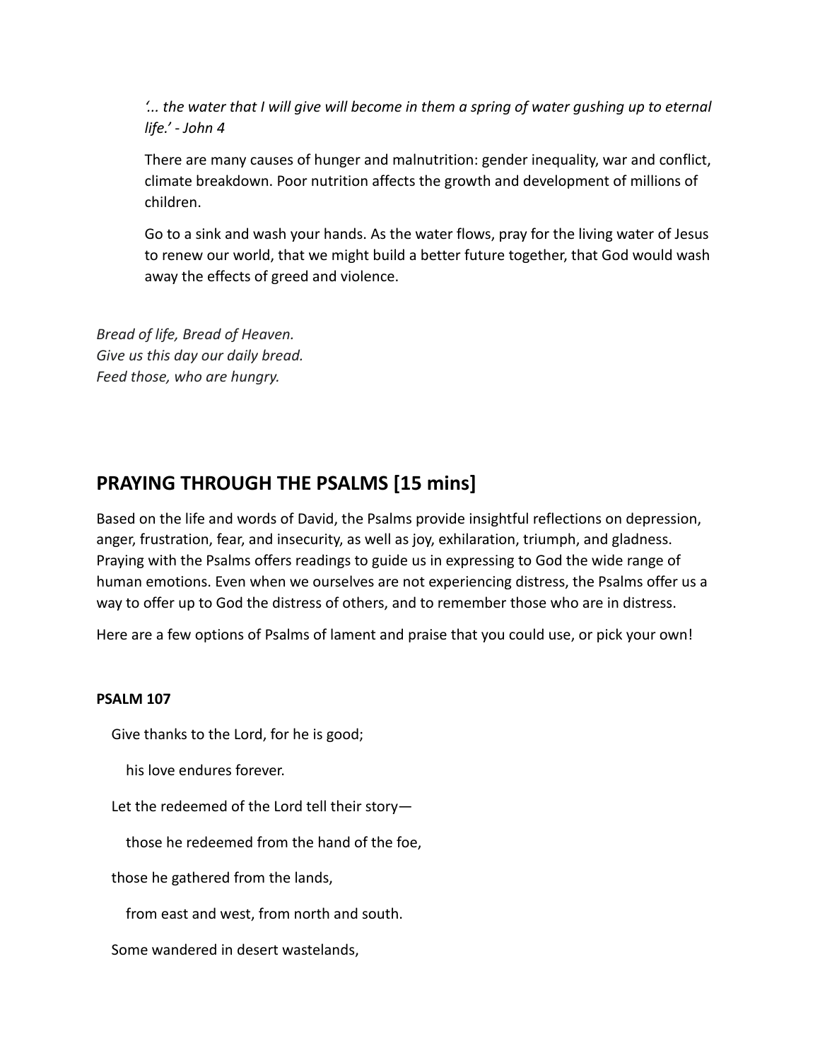*'... the water that I will give will become in them a spring of water gushing up to eternal life.' - John 4*

There are many causes of hunger and malnutrition: gender inequality, war and conflict, climate breakdown. Poor nutrition affects the growth and development of millions of children.

Go to a sink and wash your hands. As the water flows, pray for the living water of Jesus to renew our world, that we might build a better future together, that God would wash away the effects of greed and violence.

*Bread of life, Bread of Heaven.*
*Give us this day our daily bread.*
*Feed those, who are hungry.*

## PRAYING THROUGH THE PSALMS [15 mins]

Based on the life and words of David, the Psalms provide insightful reflections on depression, anger, frustration, fear, and insecurity, as well as joy, exhilaration, triumph, and gladness. Praying with the Psalms offers readings to guide us in expressing to God the wide range of human emotions. Even when we ourselves are not experiencing distress, the Psalms offer us a way to offer up to God the distress of others, and to remember those who are in distress.

Here are a few options of Psalms of lament and praise that you could use, or pick your own!

**PSALM 107**

Give thanks to the Lord, for he is good;

his love endures forever.

Let the redeemed of the Lord tell their story—

those he redeemed from the hand of the foe,

those he gathered from the lands,

from east and west, from north and south.

Some wandered in desert wastelands,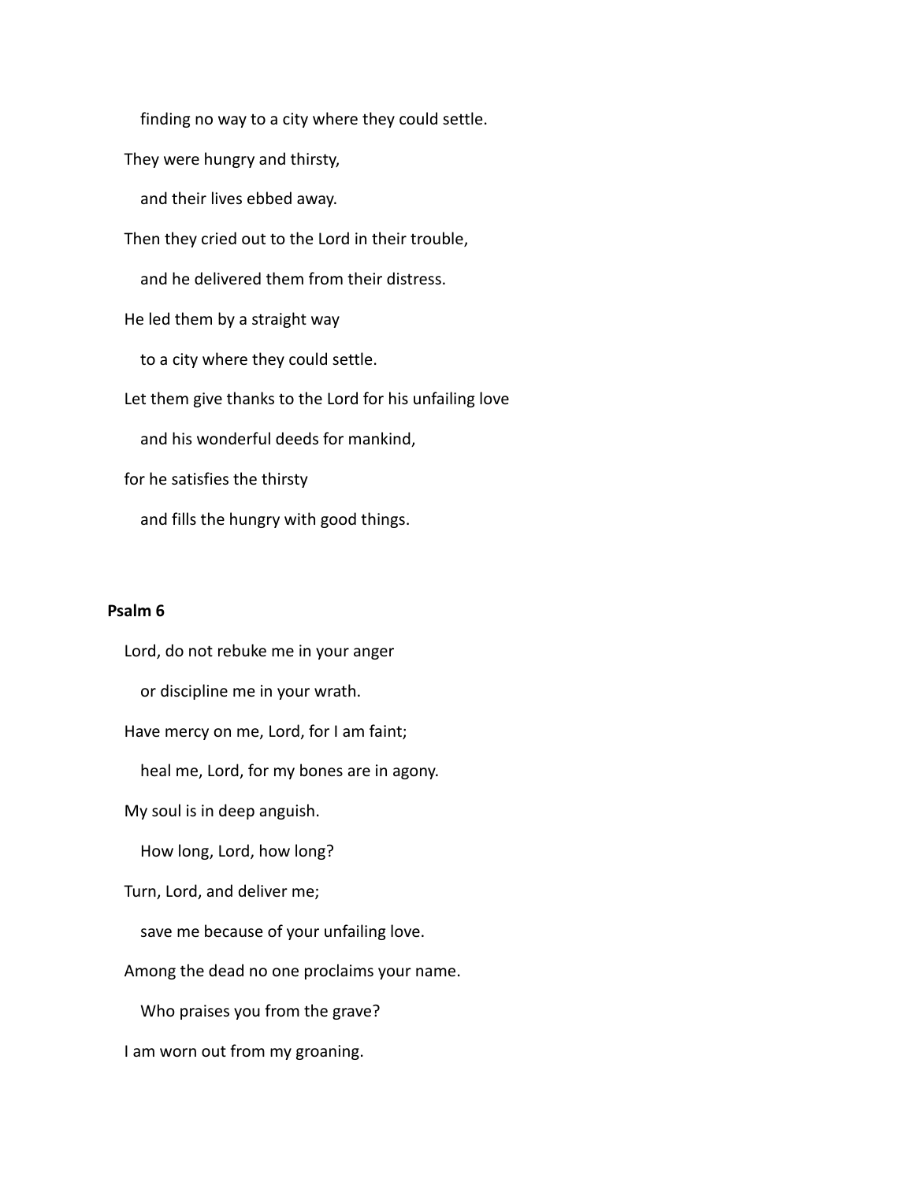finding no way to a city where they could settle.

They were hungry and thirsty,

and their lives ebbed away.

Then they cried out to the Lord in their trouble,

and he delivered them from their distress.

He led them by a straight way

to a city where they could settle.

Let them give thanks to the Lord for his unfailing love

and his wonderful deeds for mankind,

for he satisfies the thirsty

and fills the hungry with good things.

**Psalm 6**

Lord, do not rebuke me in your anger

or discipline me in your wrath.

Have mercy on me, Lord, for I am faint;

heal me, Lord, for my bones are in agony.

My soul is in deep anguish.

How long, Lord, how long?

Turn, Lord, and deliver me;

save me because of your unfailing love.

Among the dead no one proclaims your name.

Who praises you from the grave?

I am worn out from my groaning.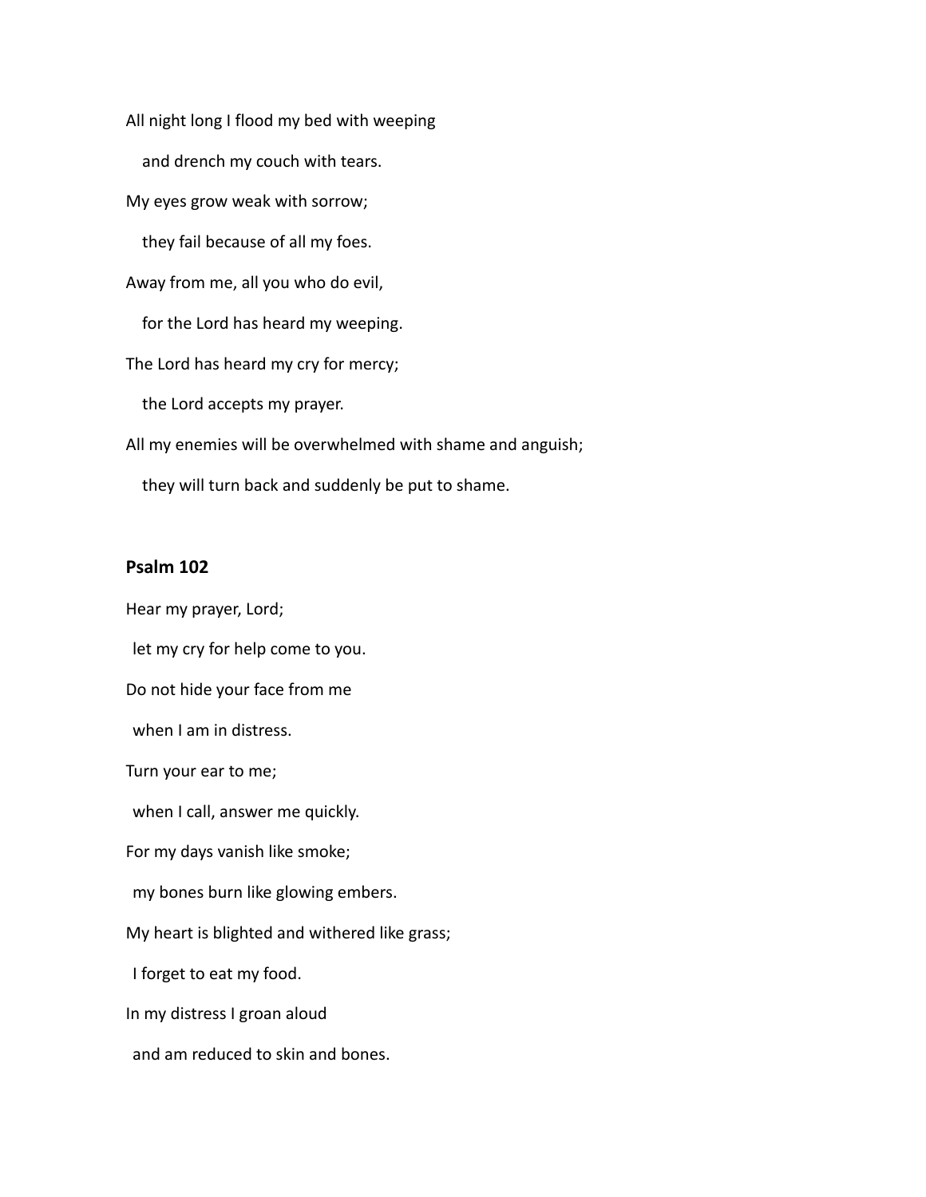All night long I flood my bed with weeping

and drench my couch with tears.

My eyes grow weak with sorrow;

they fail because of all my foes.

Away from me, all you who do evil,

for the Lord has heard my weeping.

The Lord has heard my cry for mercy;

the Lord accepts my prayer.

All my enemies will be overwhelmed with shame and anguish;

they will turn back and suddenly be put to shame.

## Psalm 102

Hear my prayer, Lord;

let my cry for help come to you.

Do not hide your face from me

when I am in distress.

Turn your ear to me;

when I call, answer me quickly.

For my days vanish like smoke;

my bones burn like glowing embers.

My heart is blighted and withered like grass;

I forget to eat my food.

In my distress I groan aloud

and am reduced to skin and bones.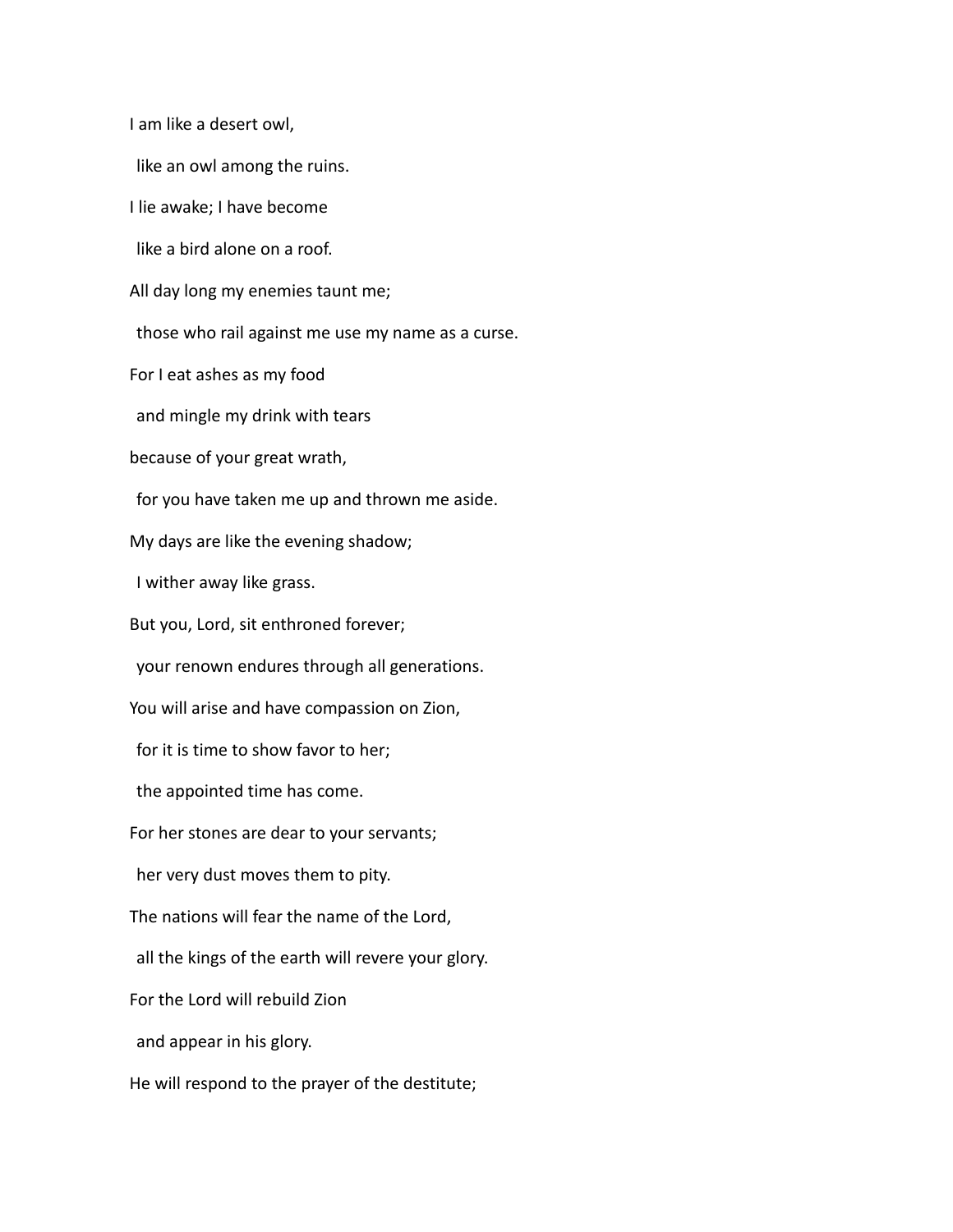I am like a desert owl,

like an owl among the ruins.

I lie awake; I have become

like a bird alone on a roof.

All day long my enemies taunt me;

those who rail against me use my name as a curse.

For I eat ashes as my food

and mingle my drink with tears

because of your great wrath,

for you have taken me up and thrown me aside.

My days are like the evening shadow;

I wither away like grass.

But you, Lord, sit enthroned forever;

your renown endures through all generations.

You will arise and have compassion on Zion,

for it is time to show favor to her;

the appointed time has come.

For her stones are dear to your servants;

her very dust moves them to pity.

The nations will fear the name of the Lord,

all the kings of the earth will revere your glory.

For the Lord will rebuild Zion

and appear in his glory.

He will respond to the prayer of the destitute;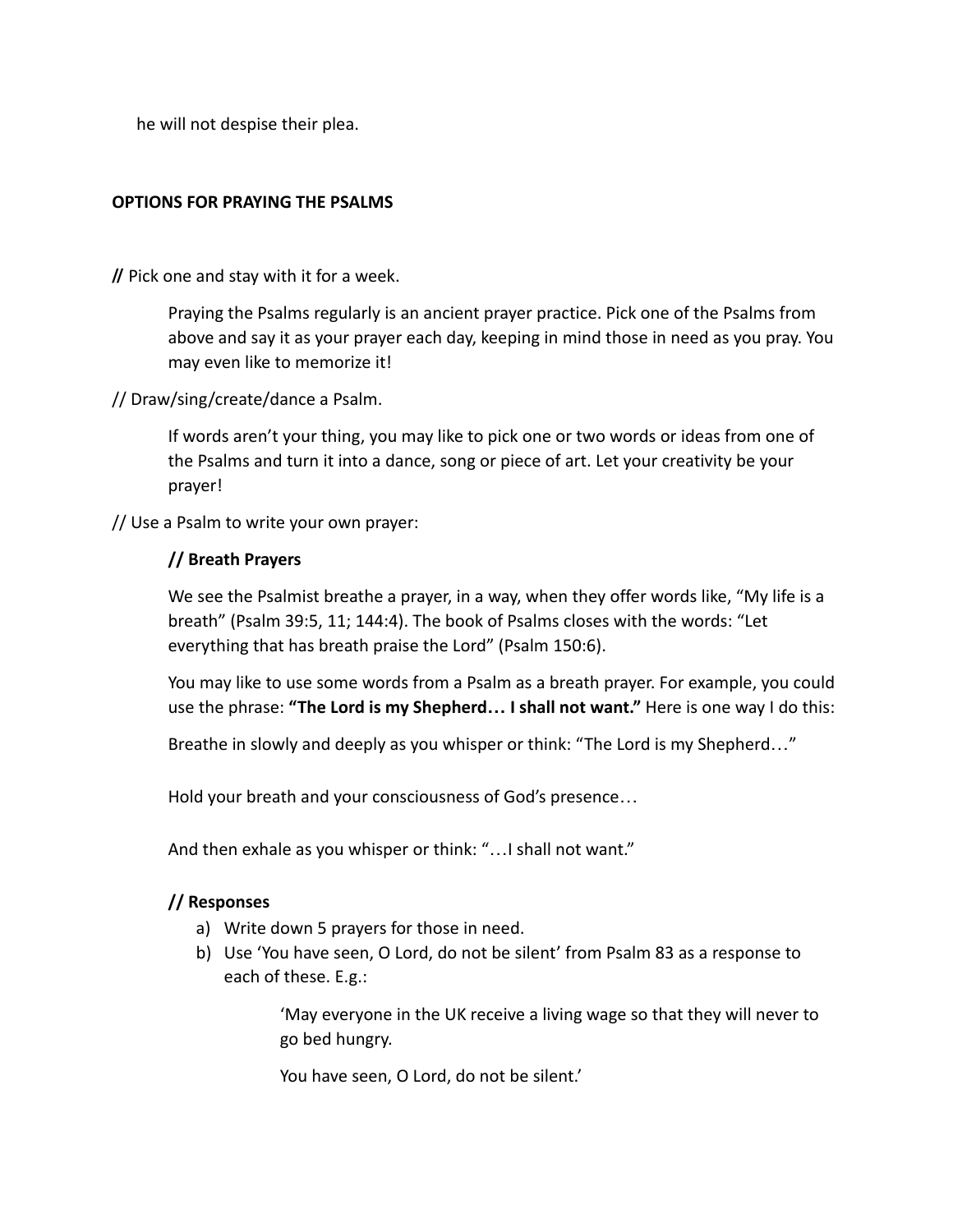he will not despise their plea.

**OPTIONS FOR PRAYING THE PSALMS**

**//** Pick one and stay with it for a week.

Praying the Psalms regularly is an ancient prayer practice. Pick one of the Psalms from above and say it as your prayer each day, keeping in mind those in need as you pray. You may even like to memorize it!

// Draw/sing/create/dance a Psalm.

If words aren't your thing, you may like to pick one or two words or ideas from one of the Psalms and turn it into a dance, song or piece of art. Let your creativity be your prayer!

// Use a Psalm to write your own prayer:

**// Breath Prayers**

We see the Psalmist breathe a prayer, in a way, when they offer words like, "My life is a breath" (Psalm 39:5, 11; 144:4). The book of Psalms closes with the words: "Let everything that has breath praise the Lord" (Psalm 150:6).

You may like to use some words from a Psalm as a breath prayer. For example, you could use the phrase: **"The Lord is my Shepherd… I shall not want."** Here is one way I do this:

Breathe in slowly and deeply as you whisper or think: "The Lord is my Shepherd…"

Hold your breath and your consciousness of God's presence…

And then exhale as you whisper or think: "…I shall not want."

**// Responses**

a) Write down 5 prayers for those in need.
b) Use 'You have seen, O Lord, do not be silent' from Psalm 83 as a response to each of these. E.g.:

> 'May everyone in the UK receive a living wage so that they will never to go bed hungry.
>
> You have seen, O Lord, do not be silent.'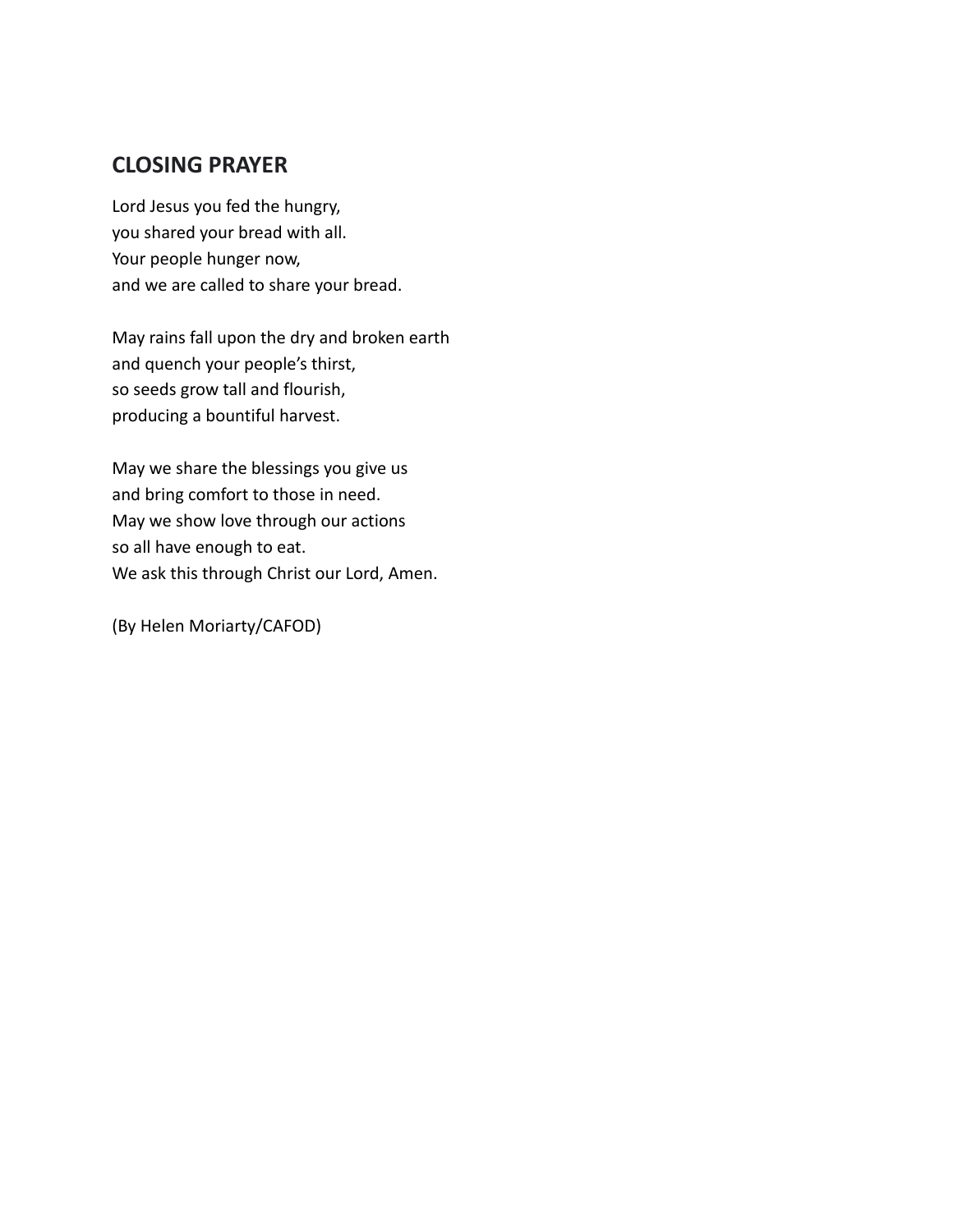## CLOSING PRAYER

Lord Jesus you fed the hungry,
you shared your bread with all.
Your people hunger now,
and we are called to share your bread.

May rains fall upon the dry and broken earth
and quench your people's thirst,
so seeds grow tall and flourish,
producing a bountiful harvest.

May we share the blessings you give us
and bring comfort to those in need.
May we show love through our actions
so all have enough to eat.
We ask this through Christ our Lord, Amen.

(By Helen Moriarty/CAFOD)